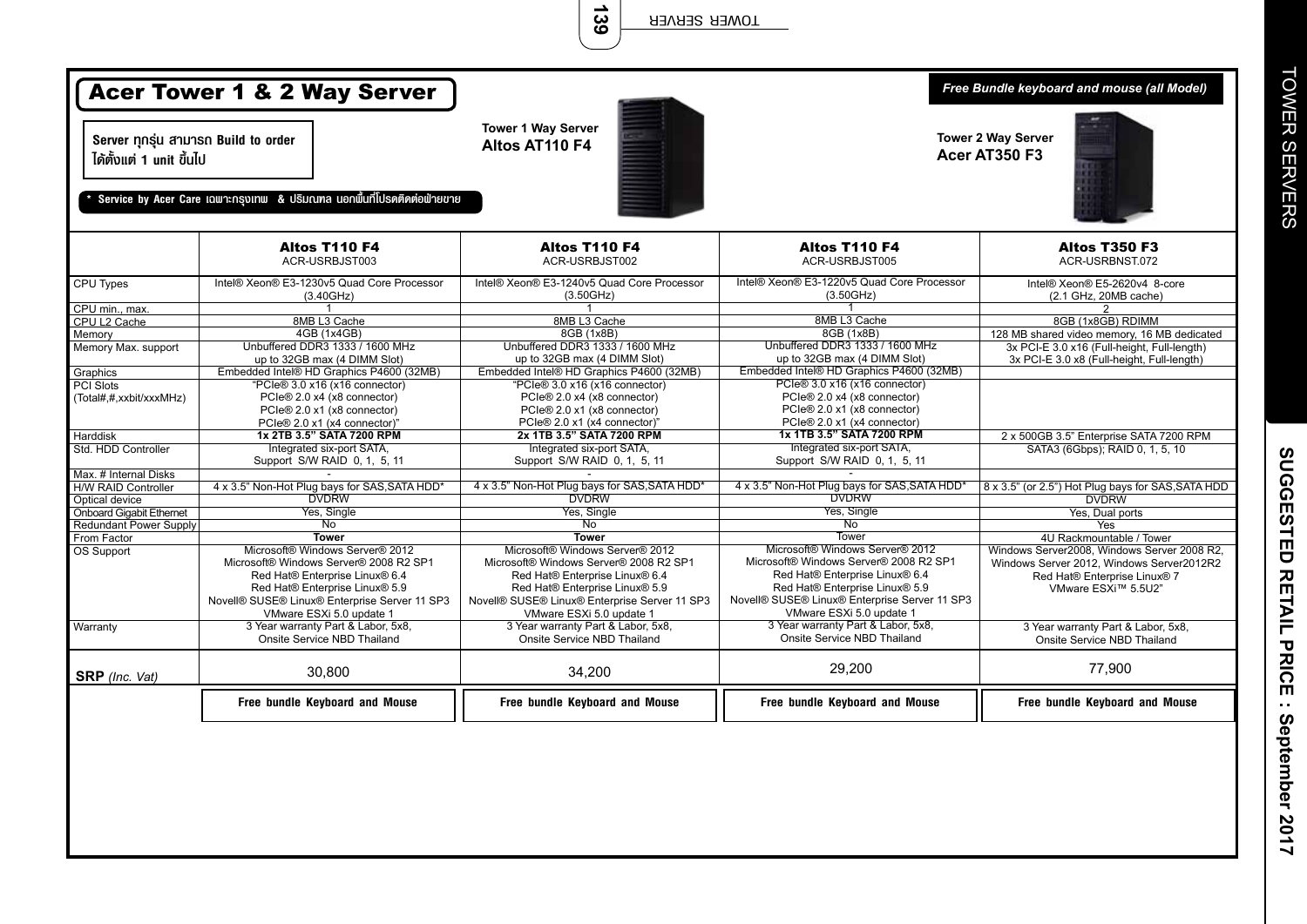# Acer Tower 1 & 2 Way Server

*Free Bundle keyboard and mouse (all Model)*

**Server ทุกรุ่น สามารถ Build to order ได้ตั้งแต่ 1 unit ขึ้นไป**

**\* Service by Acer Care เฉพาะกรุงเทพ & ปริมณฑล นอกพื้นที่โปรดติดต่อฝ่ายขาย**

**Tower 1 Way Server**
**Altos AT110 F4**

**Tower 2 Way Server**
**Acer AT350 F3**

| | **Altos T110 F4** ACR-USRBJST003 | **Altos T110 F4** ACR-USRBJST002 | **Altos T110 F4** ACR-USRBJST005 | **Altos T350 F3** ACR-USRBNST.072 |
|---|---|---|---|---|
| CPU Types | Intel® Xeon® E3-1230v5 Quad Core Processor (3.40GHz) | Intel® Xeon® E3-1240v5 Quad Core Processor (3.50GHz) | Intel® Xeon® E3-1220v5 Quad Core Processor (3.50GHz) | Intel® Xeon® E5-2620v4 8-core (2.1 GHz, 20MB cache) |
| CPU min., max. | 1 | 1 | 1 | 2 |
| CPU L2 Cache | 8MB L3 Cache | 8MB L3 Cache | 8MB L3 Cache | 8GB (1x8GB) RDIMM |
| Memory | 4GB (1x4GB) | 8GB (1x8B) | 8GB (1x8B) | 128 MB shared video memory, 16 MB dedicated |
| Memory Max. support | Unbuffered DDR3 1333 / 1600 MHz up to 32GB max (4 DIMM Slot) | Unbuffered DDR3 1333 / 1600 MHz up to 32GB max (4 DIMM Slot) | Unbuffered DDR3 1333 / 1600 MHz up to 32GB max (4 DIMM Slot) | 3x PCI-E 3.0 x16 (Full-height, Full-length) 3x PCI-E 3.0 x8 (Full-height, Full-length) |
| Graphics | Embedded Intel® HD Graphics P4600 (32MB) | Embedded Intel® HD Graphics P4600 (32MB) | Embedded Intel® HD Graphics P4600 (32MB) | |
| PCI Slots (Total#,#,xxbit/xxxMHz) | "PCIe® 3.0 x16 (x16 connector) PCIe® 2.0 x4 (x8 connector) PCIe® 2.0 x1 (x8 connector) PCIe® 2.0 x1 (x4 connector)" | "PCIe® 3.0 x16 (x16 connector) PCIe® 2.0 x4 (x8 connector) PCIe® 2.0 x1 (x8 connector) PCIe® 2.0 x1 (x4 connector)" | PCIe® 3.0 x16 (x16 connector) PCIe® 2.0 x4 (x8 connector) PCIe® 2.0 x1 (x8 connector) PCIe® 2.0 x1 (x4 connector) | |
| Harddisk | **1x 2TB 3.5" SATA 7200 RPM** | **2x 1TB 3.5" SATA 7200 RPM** | **1x 1TB 3.5" SATA 7200 RPM** | 2 x 500GB 3.5" Enterprise SATA 7200 RPM |
| Std. HDD Controller | Integrated six-port SATA, Support S/W RAID 0, 1, 5, 11 | Integrated six-port SATA, Support S/W RAID 0, 1, 5, 11 | Integrated six-port SATA, Support S/W RAID 0, 1, 5, 11 | SATA3 (6Gbps); RAID 0, 1, 5, 10 |
| Max. # Internal Disks | - | - | - | |
| H/W RAID Controller | 4 x 3.5" Non-Hot Plug bays for SAS,SATA HDD* | 4 x 3.5" Non-Hot Plug bays for SAS,SATA HDD* | 4 x 3.5" Non-Hot Plug bays for SAS,SATA HDD* | 8 x 3.5" (or 2.5") Hot Plug bays for SAS,SATA HDD |
| Optical device | DVDRW | DVDRW | DVDRW | DVDRW |
| Onboard Gigabit Ethernet | Yes, Single | Yes, Single | Yes, Single | Yes, Dual ports |
| Redundant Power Supply | No | No | No | Yes |
| From Factor | **Tower** | **Tower** | Tower | 4U Rackmountable / Tower |
| OS Support | Microsoft® Windows Server® 2012 Microsoft® Windows Server® 2008 R2 SP1 Red Hat® Enterprise Linux® 6.4 Red Hat® Enterprise Linux® 5.9 Novell® SUSE® Linux® Enterprise Server 11 SP3 VMware ESXi 5.0 update 1 | Microsoft® Windows Server® 2012 Microsoft® Windows Server® 2008 R2 SP1 Red Hat® Enterprise Linux® 6.4 Red Hat® Enterprise Linux® 5.9 Novell® SUSE® Linux® Enterprise Server 11 SP3 VMware ESXi 5.0 update 1 | Microsoft® Windows Server® 2012 Microsoft® Windows Server® 2008 R2 SP1 Red Hat® Enterprise Linux® 6.4 Red Hat® Enterprise Linux® 5.9 Novell® SUSE® Linux® Enterprise Server 11 SP3 VMware ESXi 5.0 update 1 | Windows Server2008, Windows Server 2008 R2, Windows Server 2012, Windows Server2012R2 Red Hat® Enterprise Linux® 7 VMware ESXi™ 5.5U2" |
| Warranty | 3 Year warranty Part & Labor, 5x8, Onsite Service NBD Thailand | 3 Year warranty Part & Labor, 5x8, Onsite Service NBD Thailand | 3 Year warranty Part & Labor, 5x8, Onsite Service NBD Thailand | 3 Year warranty Part & Labor, 5x8, Onsite Service NBD Thailand |
| **SRP** *(Inc. Vat)* | 30,800 | 34,200 | 29,200 | 77,900 |
| | **Free bundle Keyboard and Mouse** | **Free bundle Keyboard and Mouse** | **Free bundle Keyboard and Mouse** | **Free bundle Keyboard and Mouse** |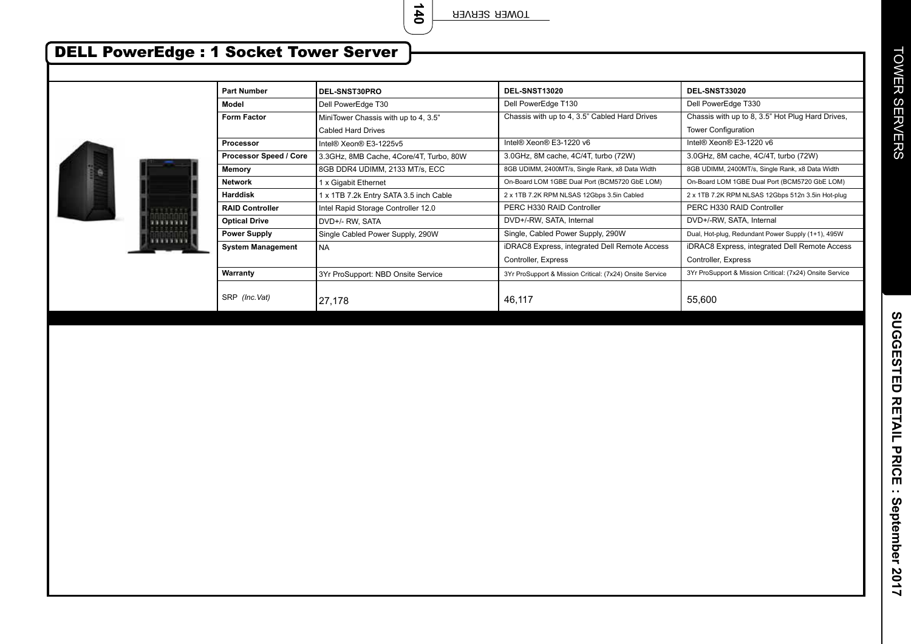# DELL PowerEdge : 1 Socket Tower Server

| Part Number | DEL-SNST30PRO | DEL-SNST13020 | DEL-SNST33020 |
|---|---|---|---|
| Model | Dell PowerEdge T30 | Dell PowerEdge T130 | Dell PowerEdge T330 |
| Form Factor | MiniTower Chassis with up to 4, 3.5" Cabled Hard Drives | Chassis with up to 4, 3.5" Cabled Hard Drives | Chassis with up to 8, 3.5" Hot Plug Hard Drives, Tower Configuration |
| Processor | Intel® Xeon® E3-1225v5 | Intel® Xeon® E3-1220 v6 | Intel® Xeon® E3-1220 v6 |
| Processor Speed / Core | 3.3GHz, 8MB Cache, 4Core/4T, Turbo, 80W | 3.0GHz, 8M cache, 4C/4T, turbo (72W) | 3.0GHz, 8M cache, 4C/4T, turbo (72W) |
| Memory | 8GB DDR4 UDIMM, 2133 MT/s, ECC | 8GB UDIMM, 2400MT/s, Single Rank, x8 Data Width | 8GB UDIMM, 2400MT/s, Single Rank, x8 Data Width |
| Network | 1 x Gigabit Ethernet | On-Board LOM 1GBE Dual Port (BCM5720 GbE LOM) | On-Board LOM 1GBE Dual Port (BCM5720 GbE LOM) |
| Harddisk | 1 x 1TB 7.2k Entry SATA 3.5 inch Cable | 2 x 1TB 7.2K RPM NLSAS 12Gbps 3.5in Cabled | 2 x 1TB 7.2K RPM NLSAS 12Gbps 512n 3.5in Hot-plug |
| RAID Controller | Intel Rapid Storage Controller 12.0 | PERC H330 RAID Controller | PERC H330 RAID Controller |
| Optical Drive | DVD+/- RW, SATA | DVD+/-RW, SATA, Internal | DVD+/-RW, SATA, Internal |
| Power Supply | Single Cabled Power Supply, 290W | Single, Cabled Power Supply, 290W | Dual, Hot-plug, Redundant Power Supply (1+1), 495W |
| System Management | NA | iDRAC8 Express, integrated Dell Remote Access Controller, Express | iDRAC8 Express, integrated Dell Remote Access Controller, Express |
| Warranty | 3Yr ProSupport: NBD Onsite Service | 3Yr ProSupport & Mission Critical: (7x24) Onsite Service | 3Yr ProSupport & Mission Critical: (7x24) Onsite Service |
| SRP *(Inc.Vat)* | 27,178 | 46,117 | 55,600 |

TOWER SERVERS

**SUGGESTED RETAIL PRICE : September 2017**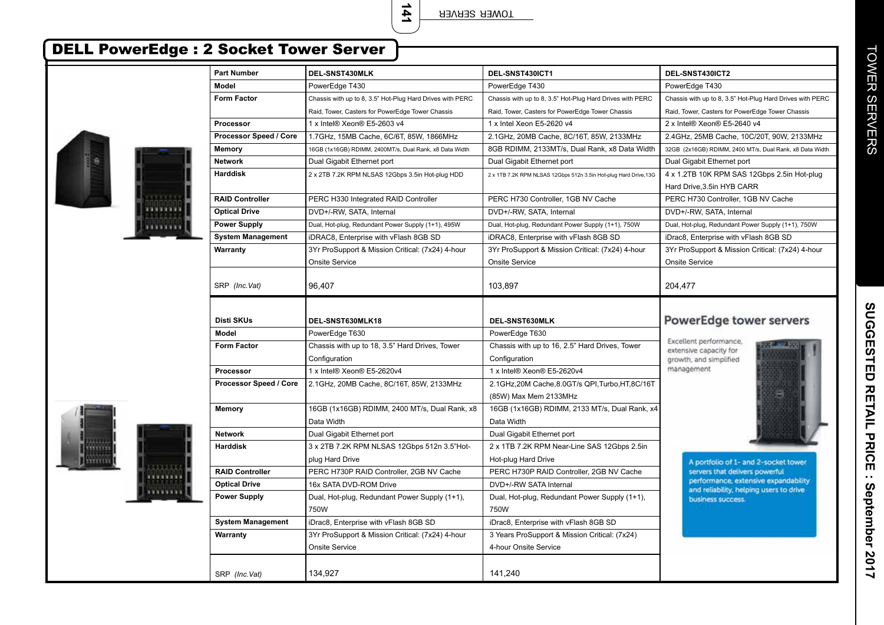# DELL PowerEdge : 2 Socket Tower Server

| Part Number | DEL-SNST430MLK | DEL-SNST430ICT1 | DEL-SNST430ICT2 |
|---|---|---|---|
| Model | PowerEdge T430 | PowerEdge T430 | PowerEdge T430 |
| Form Factor | Chassis with up to 8, 3.5" Hot-Plug Hard Drives with PERC Raid, Tower, Casters for PowerEdge Tower Chassis | Chassis with up to 8, 3.5" Hot-Plug Hard Drives with PERC Raid, Tower, Casters for PowerEdge Tower Chassis | Chassis with up to 8, 3.5" Hot-Plug Hard Drives with PERC Raid, Tower, Casters for PowerEdge Tower Chassis |
| Processor | 1 x Intel® Xeon® E5-2603 v4 | 1 x Intel Xeon E5-2620 v4 | 2 x Intel® Xeon® E5-2640 v4 |
| Processor Speed / Core | 1.7GHz, 15MB Cache, 6C/6T, 85W, 1866MHz | 2.1GHz, 20MB Cache, 8C/16T, 85W, 2133MHz | 2.4GHz, 25MB Cache, 10C/20T, 90W, 2133MHz |
| Memory | 16GB (1x16GB) RDIMM, 2400MT/s, Dual Rank, x8 Data Width | 8GB RDIMM, 2133MT/s, Dual Rank, x8 Data Width | 32GB (2x16GB) RDIMM, 2400 MT/s, Dual Rank, x8 Data Width |
| Network | Dual Gigabit Ethernet port | Dual Gigabit Ethernet port | Dual Gigabit Ethernet port |
| Harddisk | 2 x 2TB 7.2K RPM NLSAS 12Gbps 3.5in Hot-plug HDD | 2 x 1TB 7.2K RPM NLSAS 12Gbps 512n 3.5in Hot-plug Hard Drive,13G | 4 x 1.2TB 10K RPM SAS 12Gbps 2.5in Hot-plug Hard Drive,3.5in HYB CARR |
| RAID Controller | PERC H330 Integrated RAID Controller | PERC H730 Controller, 1GB NV Cache | PERC H730 Controller, 1GB NV Cache |
| Optical Drive | DVD+/-RW, SATA, Internal | DVD+/-RW, SATA, Internal | DVD+/-RW, SATA, Internal |
| Power Supply | Dual, Hot-plug, Redundant Power Supply (1+1), 495W | Dual, Hot-plug, Redundant Power Supply (1+1), 750W | Dual, Hot-plug, Redundant Power Supply (1+1), 750W |
| System Management | iDRAC8, Enterprise with vFlash 8GB SD | iDRAC8, Enterprise with vFlash 8GB SD | iDrac8, Enterprise with vFlash 8GB SD |
| Warranty | 3Yr ProSupport & Mission Critical: (7x24) 4-hour Onsite Service | 3Yr ProSupport & Mission Critical: (7x24) 4-hour Onsite Service | 3Yr ProSupport & Mission Critical: (7x24) 4-hour Onsite Service |
| SRP *(Inc.Vat)* | 96,407 | 103,897 | 204,477 |

| Disti SKUs | DEL-SNST630MLK18 | DEL-SNST630MLK |
|---|---|---|
| Model | PowerEdge T630 | PowerEdge T630 |
| Form Factor | Chassis with up to 18, 3.5" Hard Drives, Tower Configuration | Chassis with up to 16, 2.5" Hard Drives, Tower Configuration |
| Processor | 1 x Intel® Xeon® E5-2620v4 | 1 x Intel® Xeon® E5-2620v4 |
| Processor Speed / Core | 2.1GHz, 20MB Cache, 8C/16T, 85W, 2133MHz | 2.1GHz,20M Cache,8.0GT/s QPI,Turbo,HT,8C/16T (85W) Max Mem 2133MHz |
| Memory | 16GB (1x16GB) RDIMM, 2400 MT/s, Dual Rank, x8 Data Width | 16GB (1x16GB) RDIMM, 2133 MT/s, Dual Rank, x4 Data Width |
| Network | Dual Gigabit Ethernet port | Dual Gigabit Ethernet port |
| Harddisk | 3 x 2TB 7.2K RPM NLSAS 12Gbps 512n 3.5"Hot-plug Hard Drive | 2 x 1TB 7.2K RPM Near-Line SAS 12Gbps 2.5in Hot-plug Hard Drive |
| RAID Controller | PERC H730P RAID Controller, 2GB NV Cache | PERC H730P RAID Controller, 2GB NV Cache |
| Optical Drive | 16x SATA DVD-ROM Drive | DVD+/-RW SATA Internal |
| Power Supply | Dual, Hot-plug, Redundant Power Supply (1+1), 750W | Dual, Hot-plug, Redundant Power Supply (1+1), 750W |
| System Management | iDrac8, Enterprise with vFlash 8GB SD | iDrac8, Enterprise with vFlash 8GB SD |
| Warranty | 3Yr ProSupport & Mission Critical: (7x24) 4-hour Onsite Service | 3 Years ProSupport & Mission Critical: (7x24) 4-hour Onsite Service |
| SRP *(Inc.Vat)* | 134,927 | 141,240 |

**PowerEdge tower servers**

Excellent performance, extensive capacity for growth, and simplified management

A portfolio of 1- and 2-socket tower servers that delivers powerful performance, extensive expandability and reliability, helping users to drive business success.

TOWER SERVERS

SUGGESTED RETAIL PRICE : September 2017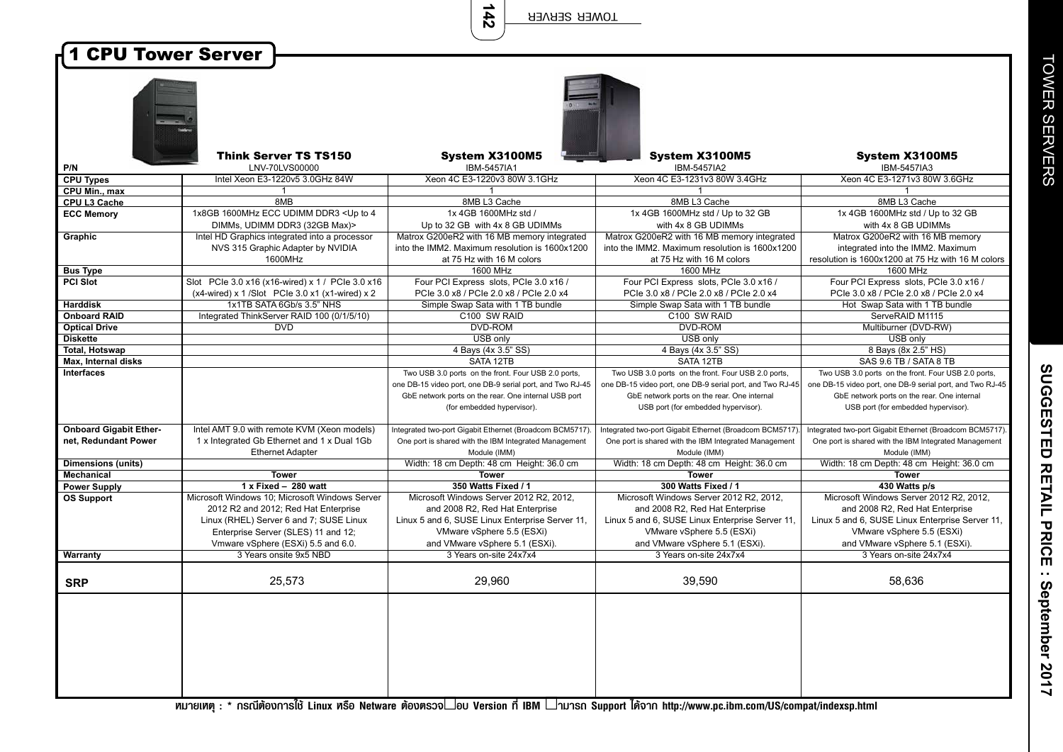# 1 CPU Tower Server

| P/N | Think Server TS TS150<br>LNV-70LVS00000 | System X3100M5<br>IBM-5457IA1 | System X3100M5<br>IBM-5457IA2 | System X3100M5<br>IBM-5457IA3 |
|---|---|---|---|---|
| CPU Types | Intel Xeon E3-1220v5 3.0GHz 84W | Xeon 4C E3-1220v3 80W 3.1GHz | Xeon 4C E3-1231v3 80W 3.4GHz | Xeon 4C E3-1271v3 80W 3.6GHz |
| CPU Min., max | 1 | 1 | 1 | 1 |
| CPU L3 Cache | 8MB | 8MB L3 Cache | 8MB L3 Cache | 8MB L3 Cache |
| ECC Memory | 1x8GB 1600MHz ECC UDIMM DDR3 <Up to 4 DIMMs, UDIMM DDR3 (32GB Max)> | 1x 4GB 1600MHz std / Up to 32 GB with 4x 8 GB UDIMMs | 1x 4GB 1600MHz std / Up to 32 GB with 4x 8 GB UDIMMs | 1x 4GB 1600MHz std / Up to 32 GB with 4x 8 GB UDIMMs |
| Graphic | Intel HD Graphics integrated into a processor NVS 315 Graphic Adapter by NVIDIA 1600MHz | Matrox G200eR2 with 16 MB memory integrated into the IMM2. Maximum resolution is 1600x1200 at 75 Hz with 16 M colors | Matrox G200eR2 with 16 MB memory integrated into the IMM2. Maximum resolution is 1600x1200 at 75 Hz with 16 M colors | Matrox G200eR2 with 16 MB memory integrated into the IMM2. Maximum resolution is 1600x1200 at 75 Hz with 16 M colors |
| Bus Type | | 1600 MHz | 1600 MHz | 1600 MHz |
| PCI Slot | Slot PCIe 3.0 x16 (x16-wired) x 1 / PCIe 3.0 x16 (x4-wired) x 1 /Slot PCIe 3.0 x1 (x1-wired) x 2 | Four PCI Express slots, PCIe 3.0 x16 / PCIe 3.0 x8 / PCIe 2.0 x8 / PCIe 2.0 x4 | Four PCI Express slots, PCIe 3.0 x16 / PCIe 3.0 x8 / PCIe 2.0 x8 / PCIe 2.0 x4 | Four PCI Express slots, PCIe 3.0 x16 / PCIe 3.0 x8 / PCIe 2.0 x8 / PCIe 2.0 x4 |
| Harddisk | 1x1TB SATA 6Gb/s 3.5" NHS | Simple Swap Sata with 1 TB bundle | Simple Swap Sata with 1 TB bundle | Hot Swap Sata with 1 TB bundle |
| Onboard RAID | Integrated ThinkServer RAID 100 (0/1/5/10) | C100 SW RAID | C100 SW RAID | ServeRAID M1115 |
| Optical Drive | DVD | DVD-ROM | DVD-ROM | Multiburner (DVD-RW) |
| Diskette | | USB only | USB only | USB only |
| Total, Hotswap | | 4 Bays (4x 3.5" SS) | 4 Bays (4x 3.5" SS) | 8 Bays (8x 2.5" HS) |
| Max, Internal disks | | SATA 12TB | SATA 12TB | SAS 9.6 TB / SATA 8 TB |
| Interfaces | | Two USB 3.0 ports on the front. Four USB 2.0 ports, one DB-15 video port, one DB-9 serial port, and Two RJ-45 GbE network ports on the rear. One internal USB port (for embedded hypervisor). | Two USB 3.0 ports on the front. Four USB 2.0 ports, one DB-15 video port, one DB-9 serial port, and Two RJ-45 GbE network ports on the rear. One internal USB port (for embedded hypervisor). | Two USB 3.0 ports on the front. Four USB 2.0 ports, one DB-15 video port, one DB-9 serial port, and Two RJ-45 GbE network ports on the rear. One internal USB port (for embedded hypervisor). |
| Onboard Gigabit Ethernet, Redundant Power | Intel AMT 9.0 with remote KVM (Xeon models) 1 x Integrated Gb Ethernet and 1 x Dual 1Gb Ethernet Adapter | Integrated two-port Gigabit Ethernet (Broadcom BCM5717). One port is shared with the IBM Integrated Management Module (IMM) | Integrated two-port Gigabit Ethernet (Broadcom BCM5717). One port is shared with the IBM Integrated Management Module (IMM) | Integrated two-port Gigabit Ethernet (Broadcom BCM5717). One port is shared with the IBM Integrated Management Module (IMM) |
| Dimensions (units) | | Width: 18 cm Depth: 48 cm Height: 36.0 cm | Width: 18 cm Depth: 48 cm Height: 36.0 cm | Width: 18 cm Depth: 48 cm Height: 36.0 cm |
| Mechanical | **Tower** | **Tower** | **Tower** | **Tower** |
| Power Supply | **1 x Fixed – 280 watt** | **350 Watts Fixed / 1** | **300 Watts Fixed / 1** | **430 Watts p/s** |
| OS Support | Microsoft Windows 10; Microsoft Windows Server 2012 R2 and 2012; Red Hat Enterprise Linux (RHEL) Server 6 and 7; SUSE Linux Enterprise Server (SLES) 11 and 12; Vmware vSphere (ESXi) 5.5 and 6.0. | Microsoft Windows Server 2012 R2, 2012, and 2008 R2, Red Hat Enterprise Linux 5 and 6, SUSE Linux Enterprise Server 11, VMware vSphere 5.5 (ESXi) and VMware vSphere 5.1 (ESXi). | Microsoft Windows Server 2012 R2, 2012, and 2008 R2, Red Hat Enterprise Linux 5 and 6, SUSE Linux Enterprise Server 11, VMware vSphere 5.5 (ESXi) and VMware vSphere 5.1 (ESXi). | Microsoft Windows Server 2012 R2, 2012, and 2008 R2, Red Hat Enterprise Linux 5 and 6, SUSE Linux Enterprise Server 11, VMware vSphere 5.5 (ESXi) and VMware vSphere 5.1 (ESXi). |
| Warranty | 3 Years onsite 9x5 NBD | 3 Years on-site 24x7x4 | 3 Years on-site 24x7x4 | 3 Years on-site 24x7x4 |
| **SRP** | 25,573 | 29,960 | 39,590 | 58,636 |

หมายเหตุ : * กรณีต้องการใช้ Linux หรือ Netware ต้องตรวจสอบ Version ที่ IBM สามารถ Support ได้จาก http://www.pc.ibm.com/US/compat/indexsp.html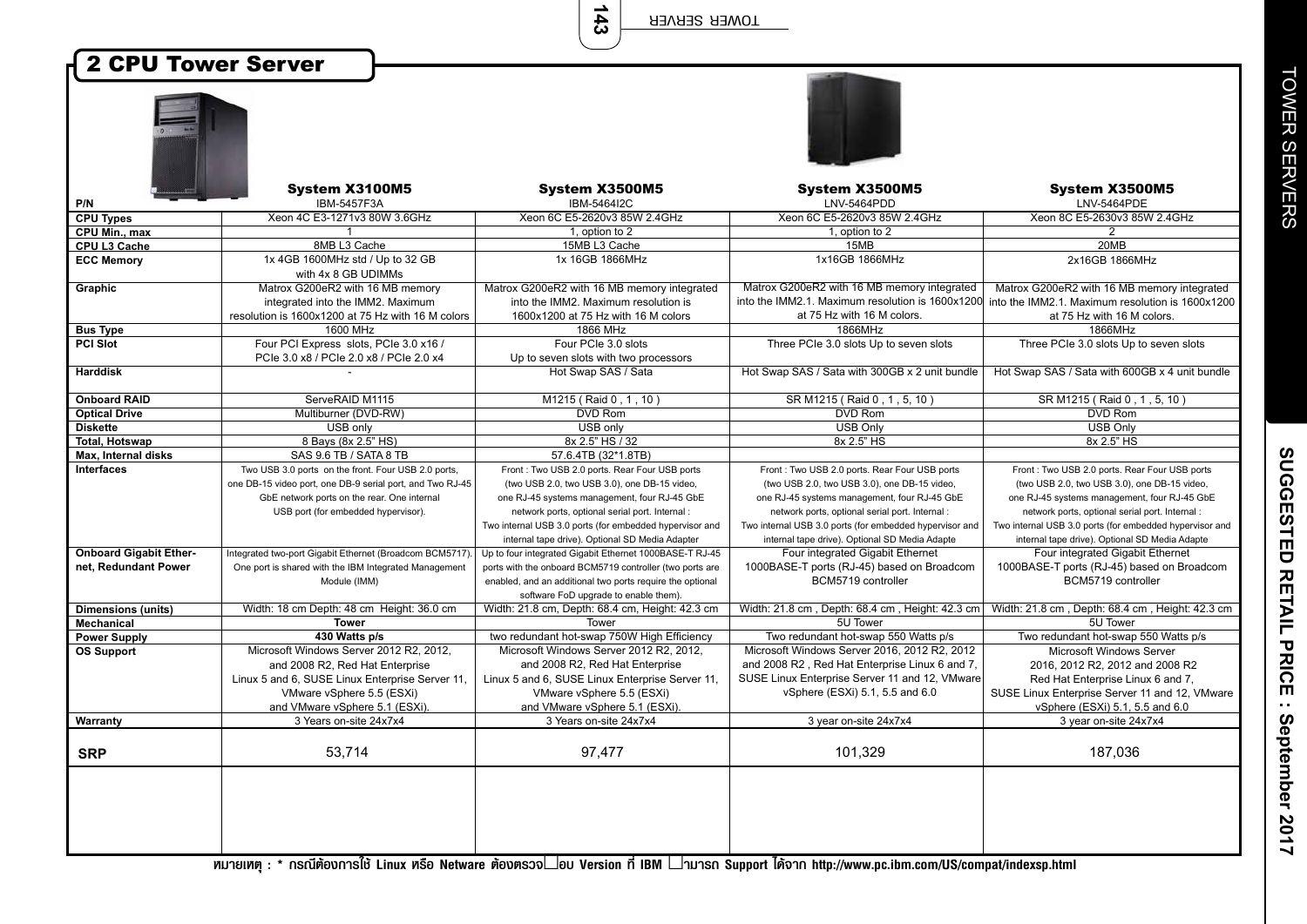# 2 CPU Tower Server

| | System X3100M5 | System X3500M5 | System X3500M5 | System X3500M5 |
|---|---|---|---|---|
| P/N | IBM-5457F3A | IBM-5464I2C | LNV-5464PDD | LNV-5464PDE |
| CPU Types | Xeon 4C E3-1271v3 80W 3.6GHz | Xeon 6C E5-2620v3 85W 2.4GHz | Xeon 6C E5-2620v3 85W 2.4GHz | Xeon 8C E5-2630v3 85W 2.4GHz |
| CPU Min., max | 1 | 1, option to 2 | 1, option to 2 | 2 |
| CPU L3 Cache | 8MB L3 Cache | 15MB L3 Cache | 15MB | 20MB |
| ECC Memory | 1x 4GB 1600MHz std / Up to 32 GB with 4x 8 GB UDIMMs | 1x 16GB 1866MHz | 1x16GB 1866MHz | 2x16GB 1866MHz |
| Graphic | Matrox G200eR2 with 16 MB memory integrated into the IMM2. Maximum resolution is 1600x1200 at 75 Hz with 16 M colors | Matrox G200eR2 with 16 MB memory integrated into the IMM2. Maximum resolution is 1600x1200 at 75 Hz with 16 M colors | Matrox G200eR2 with 16 MB memory integrated into the IMM2.1. Maximum resolution is 1600x1200 at 75 Hz with 16 M colors. | Matrox G200eR2 with 16 MB memory integrated into the IMM2.1. Maximum resolution is 1600x1200 at 75 Hz with 16 M colors. |
| Bus Type | 1600 MHz | 1866 MHz | 1866MHz | 1866MHz |
| PCI Slot | Four PCI Express slots, PCIe 3.0 x16 / PCIe 3.0 x8 / PCIe 2.0 x8 / PCIe 2.0 x4 | Four PCIe 3.0 slots Up to seven slots with two processors | Three PCIe 3.0 slots Up to seven slots | Three PCIe 3.0 slots Up to seven slots |
| Harddisk | - | Hot Swap SAS / Sata | Hot Swap SAS / Sata with 300GB x 2 unit bundle | Hot Swap SAS / Sata with 600GB x 4 unit bundle |
| Onboard RAID | ServeRAID M1115 | M1215 ( Raid 0 , 1 , 10 ) | SR M1215 ( Raid 0 , 1 , 5, 10 ) | SR M1215 ( Raid 0 , 1 , 5, 10 ) |
| Optical Drive | Multiburner (DVD-RW) | DVD Rom | DVD Rom | DVD Rom |
| Diskette | USB only | USB only | USB Only | USB Only |
| Total, Hotswap | 8 Bays (8x 2.5" HS) | 8x 2.5" HS / 32 | 8x 2.5" HS | 8x 2.5" HS |
| Max, Internal disks | SAS 9.6 TB / SATA 8 TB | 57.6.4TB (32*1.8TB) | | |
| Interfaces | Two USB 3.0 ports on the front. Four USB 2.0 ports, one DB-15 video port, one DB-9 serial port, and Two RJ-45 GbE network ports on the rear. One internal USB port (for embedded hypervisor). | Front : Two USB 2.0 ports. Rear Four USB ports (two USB 2.0, two USB 3.0), one DB-15 video, one RJ-45 systems management, four RJ-45 GbE network ports, optional serial port. Internal : Two internal USB 3.0 ports (for embedded hypervisor and internal tape drive). Optional SD Media Adapter | Front : Two USB 2.0 ports. Rear Four USB ports (two USB 2.0, two USB 3.0), one DB-15 video, one RJ-45 systems management, four RJ-45 GbE network ports, optional serial port. Internal : Two internal USB 3.0 ports (for embedded hypervisor and internal tape drive). Optional SD Media Adapte | Front : Two USB 2.0 ports. Rear Four USB ports (two USB 2.0, two USB 3.0), one DB-15 video, one RJ-45 systems management, four RJ-45 GbE network ports, optional serial port. Internal : Two internal USB 3.0 ports (for embedded hypervisor and internal tape drive). Optional SD Media Adapte |
| Onboard Gigabit Ethernet, Redundant Power | Integrated two-port Gigabit Ethernet (Broadcom BCM5717). One port is shared with the IBM Integrated Management Module (IMM) | Up to four integrated Gigabit Ethernet 1000BASE-T RJ-45 ports with the onboard BCM5719 controller (two ports are enabled, and an additional two ports require the optional software FoD upgrade to enable them). | Four integrated Gigabit Ethernet 1000BASE-T ports (RJ-45) based on Broadcom BCM5719 controller | Four integrated Gigabit Ethernet 1000BASE-T ports (RJ-45) based on Broadcom BCM5719 controller |
| Dimensions (units) | Width: 18 cm Depth: 48 cm Height: 36.0 cm | Width: 21.8 cm, Depth: 68.4 cm, Height: 42.3 cm | Width: 21.8 cm , Depth: 68.4 cm , Height: 42.3 cm | Width: 21.8 cm , Depth: 68.4 cm , Height: 42.3 cm |
| Mechanical | **Tower** | Tower | 5U Tower | 5U Tower |
| Power Supply | **430 Watts p/s** | two redundant hot-swap 750W High Efficiency | Two redundant hot-swap 550 Watts p/s | Two redundant hot-swap 550 Watts p/s |
| OS Support | Microsoft Windows Server 2012 R2, 2012, and 2008 R2, Red Hat Enterprise Linux 5 and 6, SUSE Linux Enterprise Server 11, VMware vSphere 5.5 (ESXi) and VMware vSphere 5.1 (ESXi). | Microsoft Windows Server 2012 R2, 2012, and 2008 R2, Red Hat Enterprise Linux 5 and 6, SUSE Linux Enterprise Server 11, VMware vSphere 5.5 (ESXi) and VMware vSphere 5.1 (ESXi). | Microsoft Windows Server 2016, 2012 R2, 2012 and 2008 R2 , Red Hat Enterprise Linux 6 and 7, SUSE Linux Enterprise Server 11 and 12, VMware vSphere (ESXi) 5.1, 5.5 and 6.0 | Microsoft Windows Server 2016, 2012 R2, 2012 and 2008 R2 Red Hat Enterprise Linux 6 and 7, SUSE Linux Enterprise Server 11 and 12, VMware vSphere (ESXi) 5.1, 5.5 and 6.0 |
| Warranty | 3 Years on-site 24x7x4 | 3 Years on-site 24x7x4 | 3 year on-site 24x7x4 | 3 year on-site 24x7x4 |
| **SRP** | 53,714 | 97,477 | 101,329 | 187,036 |

**หมายเหตุ : * กรณีต้องการใช้ Linux หรือ Netware ต้องตรวจสอบ Version ที่ IBM สามารถ Support ได้จาก http://www.pc.ibm.com/US/compat/indexsp.html**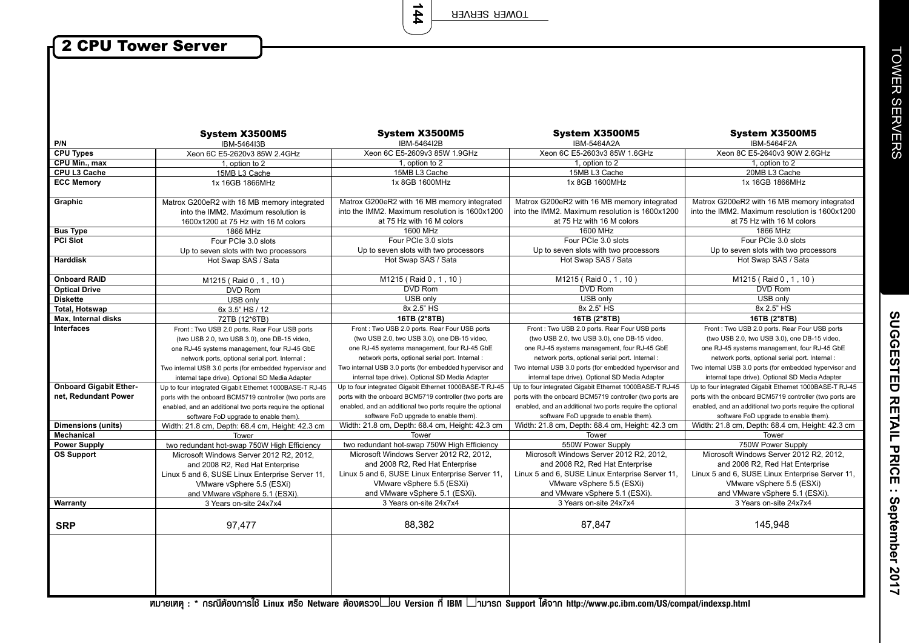# 2 CPU Tower Server

| | System X3500M5 | System X3500M5 | System X3500M5 | System X3500M5 |
|---|---|---|---|---|
| **P/N** | IBM-5464I3B | IBM-5464I2B | IBM-5464A2A | IBM-5464F2A |
| **CPU Types** | Xeon 6C E5-2620v3 85W 2.4GHz | Xeon 6C E5-2609v3 85W 1.9GHz | Xeon 6C E5-2603v3 85W 1.6GHz | Xeon 8C E5-2640v3 90W 2.6GHz |
| **CPU Min., max** | 1, option to 2 | 1, option to 2 | 1, option to 2 | 1, option to 2 |
| **CPU L3 Cache** | 15MB L3 Cache | 15MB L3 Cache | 15MB L3 Cache | 20MB L3 Cache |
| **ECC Memory** | 1x 16GB 1866MHz | 1x 8GB 1600MHz | 1x 8GB 1600MHz | 1x 16GB 1866MHz |
| **Graphic** | Matrox G200eR2 with 16 MB memory integrated into the IMM2. Maximum resolution is 1600x1200 at 75 Hz with 16 M colors | Matrox G200eR2 with 16 MB memory integrated into the IMM2. Maximum resolution is 1600x1200 at 75 Hz with 16 M colors | Matrox G200eR2 with 16 MB memory integrated into the IMM2. Maximum resolution is 1600x1200 at 75 Hz with 16 M colors | Matrox G200eR2 with 16 MB memory integrated into the IMM2. Maximum resolution is 1600x1200 at 75 Hz with 16 M colors |
| **Bus Type** | 1866 MHz | 1600 MHz | 1600 MHz | 1866 MHz |
| **PCI Slot** | Four PCIe 3.0 slots Up to seven slots with two processors | Four PCIe 3.0 slots Up to seven slots with two processors | Four PCIe 3.0 slots Up to seven slots with two processors | Four PCIe 3.0 slots Up to seven slots with two processors |
| **Harddisk** | Hot Swap SAS / Sata | Hot Swap SAS / Sata | Hot Swap SAS / Sata | Hot Swap SAS / Sata |
| **Onboard RAID** | M1215 ( Raid 0 , 1 , 10 ) | M1215 ( Raid 0 , 1 , 10 ) | M1215 ( Raid 0 , 1 , 10 ) | M1215 ( Raid 0 , 1 , 10 ) |
| **Optical Drive** | DVD Rom | DVD Rom | DVD Rom | DVD Rom |
| **Diskette** | USB only | USB only | USB only | USB only |
| **Total, Hotswap** | 6x 3.5" HS / 12 | 8x 2.5" HS | 8x 2.5" HS | 8x 2.5" HS |
| **Max, Internal disks** | 72TB (12*6TB) | **16TB (2*8TB)** | **16TB (2*8TB)** | **16TB (2*8TB)** |
| **Interfaces** | Front : Two USB 2.0 ports. Rear Four USB ports (two USB 2.0, two USB 3.0), one DB-15 video, one RJ-45 systems management, four RJ-45 GbE network ports, optional serial port. Internal : Two internal USB 3.0 ports (for embedded hypervisor and internal tape drive). Optional SD Media Adapter | Front : Two USB 2.0 ports. Rear Four USB ports (two USB 2.0, two USB 3.0), one DB-15 video, one RJ-45 systems management, four RJ-45 GbE network ports, optional serial port. Internal : Two internal USB 3.0 ports (for embedded hypervisor and internal tape drive). Optional SD Media Adapter | Front : Two USB 2.0 ports. Rear Four USB ports (two USB 2.0, two USB 3.0), one DB-15 video, one RJ-45 systems management, four RJ-45 GbE network ports, optional serial port. Internal : Two internal USB 3.0 ports (for embedded hypervisor and internal tape drive). Optional SD Media Adapter | Front : Two USB 2.0 ports. Rear Four USB ports (two USB 2.0, two USB 3.0), one DB-15 video, one RJ-45 systems management, four RJ-45 GbE network ports, optional serial port. Internal : Two internal USB 3.0 ports (for embedded hypervisor and internal tape drive). Optional SD Media Adapter |
| **Onboard Gigabit Ether-net, Redundant Power** | Up to four integrated Gigabit Ethernet 1000BASE-T RJ-45 ports with the onboard BCM5719 controller (two ports are enabled, and an additional two ports require the optional software FoD upgrade to enable them). | Up to four integrated Gigabit Ethernet 1000BASE-T RJ-45 ports with the onboard BCM5719 controller (two ports are enabled, and an additional two ports require the optional software FoD upgrade to enable them). | Up to four integrated Gigabit Ethernet 1000BASE-T RJ-45 ports with the onboard BCM5719 controller (two ports are enabled, and an additional two ports require the optional software FoD upgrade to enable them). | Up to four integrated Gigabit Ethernet 1000BASE-T RJ-45 ports with the onboard BCM5719 controller (two ports are enabled, and an additional two ports require the optional software FoD upgrade to enable them). |
| **Dimensions (units)** | Width: 21.8 cm, Depth: 68.4 cm, Height: 42.3 cm | Width: 21.8 cm, Depth: 68.4 cm, Height: 42.3 cm | Width: 21.8 cm, Depth: 68.4 cm, Height: 42.3 cm | Width: 21.8 cm, Depth: 68.4 cm, Height: 42.3 cm |
| **Mechanical** | Tower | Tower | Tower | Tower |
| **Power Supply** | two redundant hot-swap 750W High Efficiency | two redundant hot-swap 750W High Efficiency | 550W Power Supply | 750W Power Supply |
| **OS Support** | Microsoft Windows Server 2012 R2, 2012, and 2008 R2, Red Hat Enterprise Linux 5 and 6, SUSE Linux Enterprise Server 11, VMware vSphere 5.5 (ESXi) and VMware vSphere 5.1 (ESXi). | Microsoft Windows Server 2012 R2, 2012, and 2008 R2, Red Hat Enterprise Linux 5 and 6, SUSE Linux Enterprise Server 11, VMware vSphere 5.5 (ESXi) and VMware vSphere 5.1 (ESXi). | Microsoft Windows Server 2012 R2, 2012, and 2008 R2, Red Hat Enterprise Linux 5 and 6, SUSE Linux Enterprise Server 11, VMware vSphere 5.5 (ESXi) and VMware vSphere 5.1 (ESXi). | Microsoft Windows Server 2012 R2, 2012, and 2008 R2, Red Hat Enterprise Linux 5 and 6, SUSE Linux Enterprise Server 11, VMware vSphere 5.5 (ESXi) and VMware vSphere 5.1 (ESXi). |
| **Warranty** | 3 Years on-site 24x7x4 | 3 Years on-site 24x7x4 | 3 Years on-site 24x7x4 | 3 Years on-site 24x7x4 |
| **SRP** | 97,477 | 88,382 | 87,847 | 145,948 |

**หมายเหตุ : * กรณีต้องการใช้ Linux หรือ Netware ต้องตรวจสอบ Version ที่ IBM สามารถ Support ได้จาก http://www.pc.ibm.com/US/compat/indexsp.html**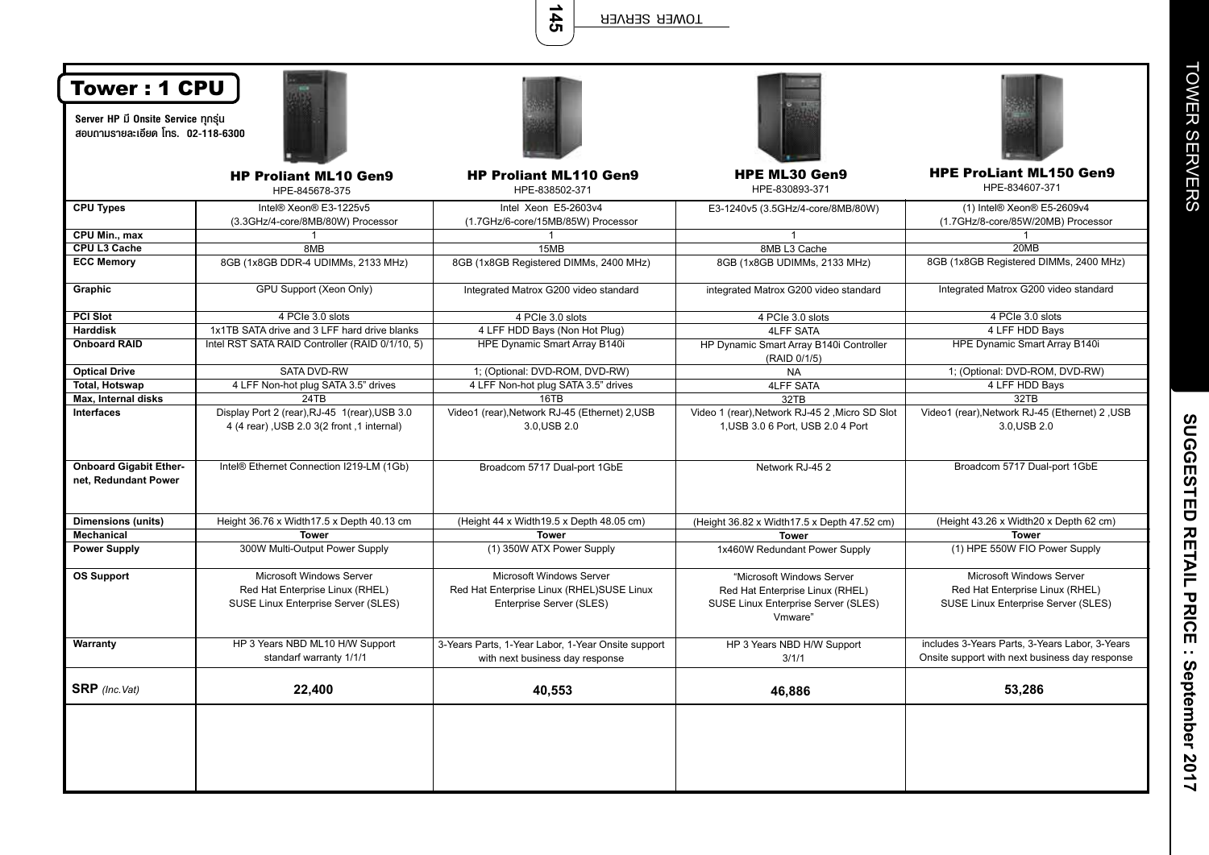# Tower : 1 CPU

**Server HP มี Onsite Service ทุกรุ่น**
**สอบถามรายละเอียด โทร. 02-118-6300**

| | HP Proliant ML10 Gen9<br>HPE-845678-375 | HP Proliant ML110 Gen9<br>HPE-838502-371 | HPE ML30 Gen9<br>HPE-830893-371 | HPE ProLiant ML150 Gen9<br>HPE-834607-371 |
|---|---|---|---|---|
| **CPU Types** | Intel® Xeon® E3-1225v5 (3.3GHz/4-core/8MB/80W) Processor | Intel Xeon E5-2603v4 (1.7GHz/6-core/15MB/85W) Processor | E3-1240v5 (3.5GHz/4-core/8MB/80W) | (1) Intel® Xeon® E5-2609v4 (1.7GHz/8-core/85W/20MB) Processor |
| **CPU Min., max** | 1 | 1 | 1 | 1 |
| **CPU L3 Cache** | 8MB | 15MB | 8MB L3 Cache | 20MB |
| **ECC Memory** | 8GB (1x8GB DDR-4 UDIMMs, 2133 MHz) | 8GB (1x8GB Registered DIMMs, 2400 MHz) | 8GB (1x8GB UDIMMs, 2133 MHz) | 8GB (1x8GB Registered DIMMs, 2400 MHz) |
| **Graphic** | GPU Support (Xeon Only) | Integrated Matrox G200 video standard | integrated Matrox G200 video standard | Integrated Matrox G200 video standard |
| **PCI Slot** | 4 PCIe 3.0 slots | 4 PCIe 3.0 slots | 4 PCIe 3.0 slots | 4 PCIe 3.0 slots |
| **Harddisk** | 1x1TB SATA drive and 3 LFF hard drive blanks | 4 LFF HDD Bays (Non Hot Plug) | 4LFF SATA | 4 LFF HDD Bays |
| **Onboard RAID** | Intel RST SATA RAID Controller (RAID 0/1/10, 5) | HPE Dynamic Smart Array B140i | HP Dynamic Smart Array B140i Controller (RAID 0/1/5) | HPE Dynamic Smart Array B140i |
| **Optical Drive** | SATA DVD-RW | 1; (Optional: DVD-ROM, DVD-RW) | NA | 1; (Optional: DVD-ROM, DVD-RW) |
| **Total, Hotswap** | 4 LFF Non-hot plug SATA 3.5" drives | 4 LFF Non-hot plug SATA 3.5" drives | 4LFF SATA | 4 LFF HDD Bays |
| **Max, Internal disks** | 24TB | 16TB | 32TB | 32TB |
| **Interfaces** | Display Port 2 (rear),RJ-45 1(rear),USB 3.0 4 (4 rear) ,USB 2.0 3(2 front ,1 internal) | Video1 (rear),Network RJ-45 (Ethernet) 2,USB 3.0,USB 2.0 | Video 1 (rear),Network RJ-45 2 ,Micro SD Slot 1,USB 3.0 6 Port, USB 2.0 4 Port | Video1 (rear),Network RJ-45 (Ethernet) 2 ,USB 3.0,USB 2.0 |
| **Onboard Gigabit Ethernet, Redundant Power** | Intel® Ethernet Connection I219-LM (1Gb) | Broadcom 5717 Dual-port 1GbE | Network RJ-45 2 | Broadcom 5717 Dual-port 1GbE |
| **Dimensions (units)** | Height 36.76 x Width17.5 x Depth 40.13 cm | (Height 44 x Width19.5 x Depth 48.05 cm) | (Height 36.82 x Width17.5 x Depth 47.52 cm) | (Height 43.26 x Width20 x Depth 62 cm) |
| **Mechanical** | **Tower** | **Tower** | **Tower** | **Tower** |
| **Power Supply** | 300W Multi-Output Power Supply | (1) 350W ATX Power Supply | 1x460W Redundant Power Supply | (1) HPE 550W FIO Power Supply |
| **OS Support** | Microsoft Windows Server<br>Red Hat Enterprise Linux (RHEL)<br>SUSE Linux Enterprise Server (SLES) | Microsoft Windows Server<br>Red Hat Enterprise Linux (RHEL)SUSE Linux Enterprise Server (SLES) | "Microsoft Windows Server<br>Red Hat Enterprise Linux (RHEL)<br>SUSE Linux Enterprise Server (SLES)<br>Vmware" | Microsoft Windows Server<br>Red Hat Enterprise Linux (RHEL)<br>SUSE Linux Enterprise Server (SLES) |
| **Warranty** | HP 3 Years NBD ML10 H/W Support standarf warranty 1/1/1 | 3-Years Parts, 1-Year Labor, 1-Year Onsite support with next business day response | HP 3 Years NBD H/W Support 3/1/1 | includes 3-Years Parts, 3-Years Labor, 3-Years Onsite support with next business day response |
| **SRP** *(Inc.Vat)* | **22,400** | **40,553** | **46,886** | **53,286** |

TOWER SERVERS

SUGGESTED RETAIL PRICE : September 2017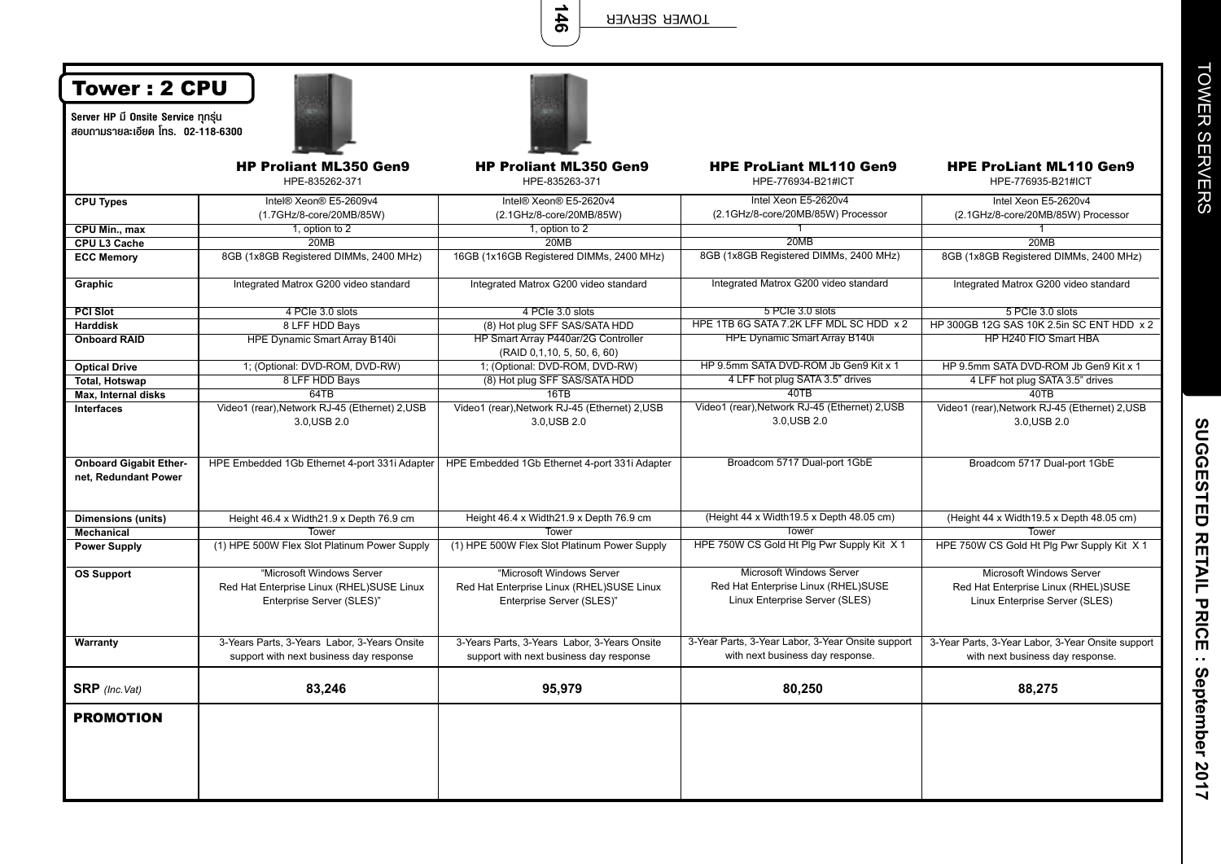# Tower : 2 CPU

**Server HP มี Onsite Service ทุกรุ่น**
**สอบถามรายละเอียด โทร. 02-118-6300**

| | HP Proliant ML350 Gen9<br>HPE-835262-371 | HP Proliant ML350 Gen9<br>HPE-835263-371 | HPE ProLiant ML110 Gen9<br>HPE-776934-B21#ICT | HPE ProLiant ML110 Gen9<br>HPE-776935-B21#ICT |
|---|---|---|---|---|
| **CPU Types** | Intel® Xeon® E5-2609v4 (1.7GHz/8-core/20MB/85W) | Intel® Xeon® E5-2620v4 (2.1GHz/8-core/20MB/85W) | Intel Xeon E5-2620v4 (2.1GHz/8-core/20MB/85W) Processor | Intel Xeon E5-2620v4 (2.1GHz/8-core/20MB/85W) Processor |
| **CPU Min., max** | 1, option to 2 | 1, option to 2 | 1 | 1 |
| **CPU L3 Cache** | 20MB | 20MB | 20MB | 20MB |
| **ECC Memory** | 8GB (1x8GB Registered DIMMs, 2400 MHz) | 16GB (1x16GB Registered DIMMs, 2400 MHz) | 8GB (1x8GB Registered DIMMs, 2400 MHz) | 8GB (1x8GB Registered DIMMs, 2400 MHz) |
| **Graphic** | Integrated Matrox G200 video standard | Integrated Matrox G200 video standard | Integrated Matrox G200 video standard | Integrated Matrox G200 video standard |
| **PCI Slot** | 4 PCIe 3.0 slots | 4 PCIe 3.0 slots | 5 PCIe 3.0 slots | 5 PCIe 3.0 slots |
| **Harddisk** | 8 LFF HDD Bays | (8) Hot plug SFF SAS/SATA HDD | HPE 1TB 6G SATA 7.2K LFF MDL SC HDD x 2 | HP 300GB 12G SAS 10K 2.5in SC ENT HDD x 2 |
| **Onboard RAID** | HPE Dynamic Smart Array B140i | HP Smart Array P440ar/2G Controller (RAID 0,1,10, 5, 50, 6, 60) | HPE Dynamic Smart Array B140i | HP H240 FIO Smart HBA |
| **Optical Drive** | 1; (Optional: DVD-ROM, DVD-RW) | 1; (Optional: DVD-ROM, DVD-RW) | HP 9.5mm SATA DVD-ROM Jb Gen9 Kit x 1 | HP 9.5mm SATA DVD-ROM Jb Gen9 Kit x 1 |
| **Total, Hotswap** | 8 LFF HDD Bays | (8) Hot plug SFF SAS/SATA HDD | 4 LFF hot plug SATA 3.5" drives | 4 LFF hot plug SATA 3.5" drives |
| **Max, Internal disks** | 64TB | 16TB | 40TB | 40TB |
| **Interfaces** | Video1 (rear),Network RJ-45 (Ethernet) 2,USB 3.0,USB 2.0 | Video1 (rear),Network RJ-45 (Ethernet) 2,USB 3.0,USB 2.0 | Video1 (rear),Network RJ-45 (Ethernet) 2,USB 3.0,USB 2.0 | Video1 (rear),Network RJ-45 (Ethernet) 2,USB 3.0,USB 2.0 |
| **Onboard Gigabit Ethernet, Redundant Power** | HPE Embedded 1Gb Ethernet 4-port 331i Adapter | HPE Embedded 1Gb Ethernet 4-port 331i Adapter | Broadcom 5717 Dual-port 1GbE | Broadcom 5717 Dual-port 1GbE |
| **Dimensions (units)** | Height 46.4 x Width21.9 x Depth 76.9 cm | Height 46.4 x Width21.9 x Depth 76.9 cm | (Height 44 x Width19.5 x Depth 48.05 cm) | (Height 44 x Width19.5 x Depth 48.05 cm) |
| **Mechanical** | Tower | Tower | Tower | Tower |
| **Power Supply** | (1) HPE 500W Flex Slot Platinum Power Supply | (1) HPE 500W Flex Slot Platinum Power Supply | HPE 750W CS Gold Ht Plg Pwr Supply Kit X 1 | HPE 750W CS Gold Ht Plg Pwr Supply Kit X 1 |
| **OS Support** | "Microsoft Windows Server Red Hat Enterprise Linux (RHEL)SUSE Linux Enterprise Server (SLES)" | "Microsoft Windows Server Red Hat Enterprise Linux (RHEL)SUSE Linux Enterprise Server (SLES)" | Microsoft Windows Server Red Hat Enterprise Linux (RHEL)SUSE Linux Enterprise Server (SLES) | Microsoft Windows Server Red Hat Enterprise Linux (RHEL)SUSE Linux Enterprise Server (SLES) |
| **Warranty** | 3-Years Parts, 3-Years Labor, 3-Years Onsite support with next business day response | 3-Years Parts, 3-Years Labor, 3-Years Onsite support with next business day response | 3-Year Parts, 3-Year Labor, 3-Year Onsite support with next business day response. | 3-Year Parts, 3-Year Labor, 3-Year Onsite support with next business day response. |
| **SRP** *(Inc.Vat)* | **83,246** | **95,979** | **80,250** | **88,275** |
| **PROMOTION** | | | | |

TOWER SERVERS

SUGGESTED RETAIL PRICE : September 2017